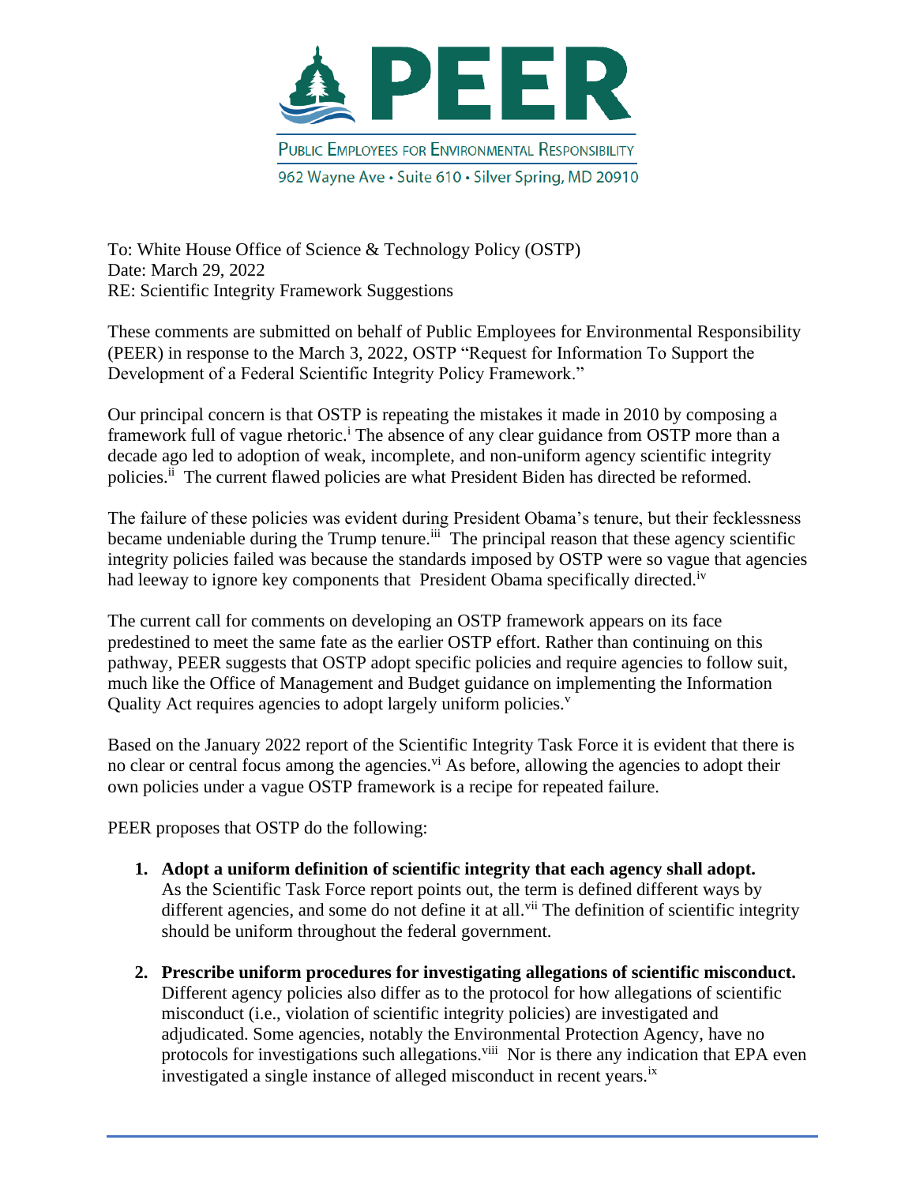# PEER

PUBLIC EMPLOYEES FOR ENVIRONMENTAL RESPONSIBILITY

962 Wayne Ave • Suite 610 • Silver Spring, MD 20910

To: White House Office of Science & Technology Policy (OSTP)
Date: March 29, 2022
RE: Scientific Integrity Framework Suggestions

These comments are submitted on behalf of Public Employees for Environmental Responsibility (PEER) in response to the March 3, 2022, OSTP "Request for Information To Support the Development of a Federal Scientific Integrity Policy Framework."

Our principal concern is that OSTP is repeating the mistakes it made in 2010 by composing a framework full of vague rhetoric.[i] The absence of any clear guidance from OSTP more than a decade ago led to adoption of weak, incomplete, and non-uniform agency scientific integrity policies.[ii] The current flawed policies are what President Biden has directed be reformed.

The failure of these policies was evident during President Obama's tenure, but their fecklessness became undeniable during the Trump tenure.[iii] The principal reason that these agency scientific integrity policies failed was because the standards imposed by OSTP were so vague that agencies had leeway to ignore key components that President Obama specifically directed.[iv]

The current call for comments on developing an OSTP framework appears on its face predestined to meet the same fate as the earlier OSTP effort. Rather than continuing on this pathway, PEER suggests that OSTP adopt specific policies and require agencies to follow suit, much like the Office of Management and Budget guidance on implementing the Information Quality Act requires agencies to adopt largely uniform policies.[v]

Based on the January 2022 report of the Scientific Integrity Task Force it is evident that there is no clear or central focus among the agencies.[vi] As before, allowing the agencies to adopt their own policies under a vague OSTP framework is a recipe for repeated failure.

PEER proposes that OSTP do the following:

1. **Adopt a uniform definition of scientific integrity that each agency shall adopt.** As the Scientific Task Force report points out, the term is defined different ways by different agencies, and some do not define it at all.[vii] The definition of scientific integrity should be uniform throughout the federal government.

2. **Prescribe uniform procedures for investigating allegations of scientific misconduct.** Different agency policies also differ as to the protocol for how allegations of scientific misconduct (i.e., violation of scientific integrity policies) are investigated and adjudicated. Some agencies, notably the Environmental Protection Agency, have no protocols for investigations such allegations.[viii] Nor is there any indication that EPA even investigated a single instance of alleged misconduct in recent years.[ix]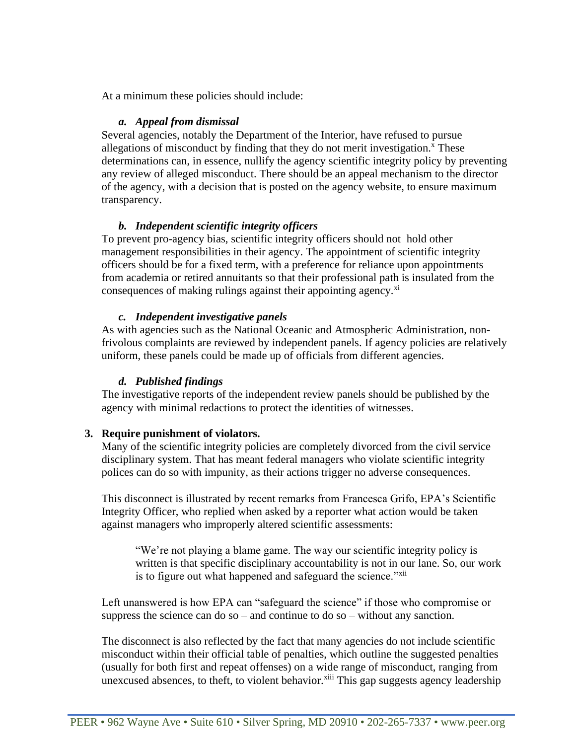At a minimum these policies should include:

*a. Appeal from dismissal*

Several agencies, notably the Department of the Interior, have refused to pursue allegations of misconduct by finding that they do not merit investigation.[x] These determinations can, in essence, nullify the agency scientific integrity policy by preventing any review of alleged misconduct. There should be an appeal mechanism to the director of the agency, with a decision that is posted on the agency website, to ensure maximum transparency.

*b. Independent scientific integrity officers*

To prevent pro-agency bias, scientific integrity officers should not hold other management responsibilities in their agency. The appointment of scientific integrity officers should be for a fixed term, with a preference for reliance upon appointments from academia or retired annuitants so that their professional path is insulated from the consequences of making rulings against their appointing agency.[xi]

*c. Independent investigative panels*

As with agencies such as the National Oceanic and Atmospheric Administration, non-frivolous complaints are reviewed by independent panels. If agency policies are relatively uniform, these panels could be made up of officials from different agencies.

*d. Published findings*

The investigative reports of the independent review panels should be published by the agency with minimal redactions to protect the identities of witnesses.

**3. Require punishment of violators.**

Many of the scientific integrity policies are completely divorced from the civil service disciplinary system. That has meant federal managers who violate scientific integrity polices can do so with impunity, as their actions trigger no adverse consequences.

This disconnect is illustrated by recent remarks from Francesca Grifo, EPA's Scientific Integrity Officer, who replied when asked by a reporter what action would be taken against managers who improperly altered scientific assessments:

> "We're not playing a blame game. The way our scientific integrity policy is written is that specific disciplinary accountability is not in our lane. So, our work is to figure out what happened and safeguard the science."[xii]

Left unanswered is how EPA can "safeguard the science" if those who compromise or suppress the science can do so – and continue to do so – without any sanction.

The disconnect is also reflected by the fact that many agencies do not include scientific misconduct within their official table of penalties, which outline the suggested penalties (usually for both first and repeat offenses) on a wide range of misconduct, ranging from unexcused absences, to theft, to violent behavior.[xiii] This gap suggests agency leadership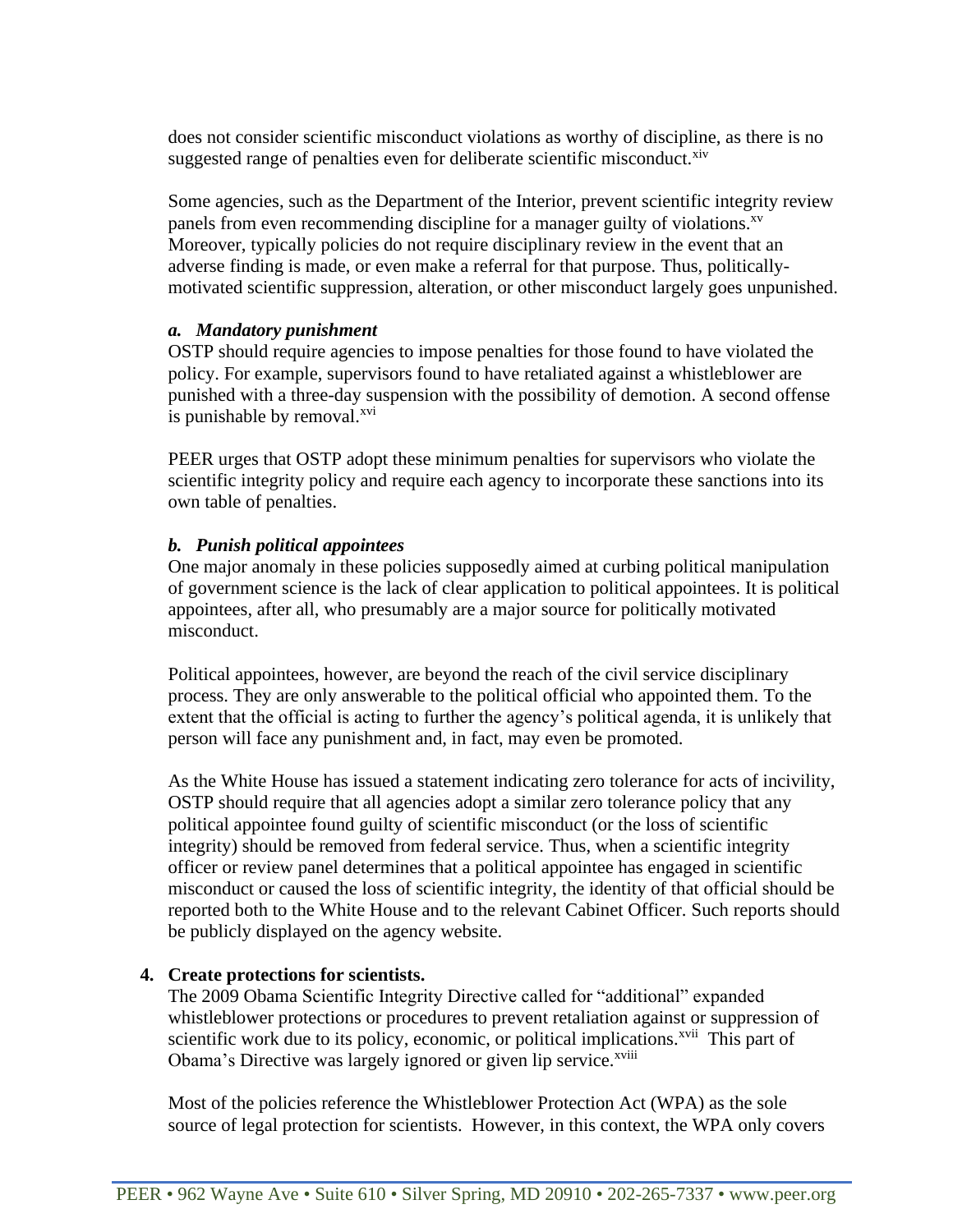does not consider scientific misconduct violations as worthy of discipline, as there is no suggested range of penalties even for deliberate scientific misconduct.[xiv]

Some agencies, such as the Department of the Interior, prevent scientific integrity review panels from even recommending discipline for a manager guilty of violations.[xv] Moreover, typically policies do not require disciplinary review in the event that an adverse finding is made, or even make a referral for that purpose. Thus, politically-motivated scientific suppression, alteration, or other misconduct largely goes unpunished.

***a. Mandatory punishment***

OSTP should require agencies to impose penalties for those found to have violated the policy. For example, supervisors found to have retaliated against a whistleblower are punished with a three-day suspension with the possibility of demotion. A second offense is punishable by removal.[xvi]

PEER urges that OSTP adopt these minimum penalties for supervisors who violate the scientific integrity policy and require each agency to incorporate these sanctions into its own table of penalties.

***b. Punish political appointees***

One major anomaly in these policies supposedly aimed at curbing political manipulation of government science is the lack of clear application to political appointees. It is political appointees, after all, who presumably are a major source for politically motivated misconduct.

Political appointees, however, are beyond the reach of the civil service disciplinary process. They are only answerable to the political official who appointed them. To the extent that the official is acting to further the agency's political agenda, it is unlikely that person will face any punishment and, in fact, may even be promoted.

As the White House has issued a statement indicating zero tolerance for acts of incivility, OSTP should require that all agencies adopt a similar zero tolerance policy that any political appointee found guilty of scientific misconduct (or the loss of scientific integrity) should be removed from federal service. Thus, when a scientific integrity officer or review panel determines that a political appointee has engaged in scientific misconduct or caused the loss of scientific integrity, the identity of that official should be reported both to the White House and to the relevant Cabinet Officer. Such reports should be publicly displayed on the agency website.

4. **Create protections for scientists.**

The 2009 Obama Scientific Integrity Directive called for "additional" expanded whistleblower protections or procedures to prevent retaliation against or suppression of scientific work due to its policy, economic, or political implications.[xvii] This part of Obama's Directive was largely ignored or given lip service.[xviii]

Most of the policies reference the Whistleblower Protection Act (WPA) as the sole source of legal protection for scientists. However, in this context, the WPA only covers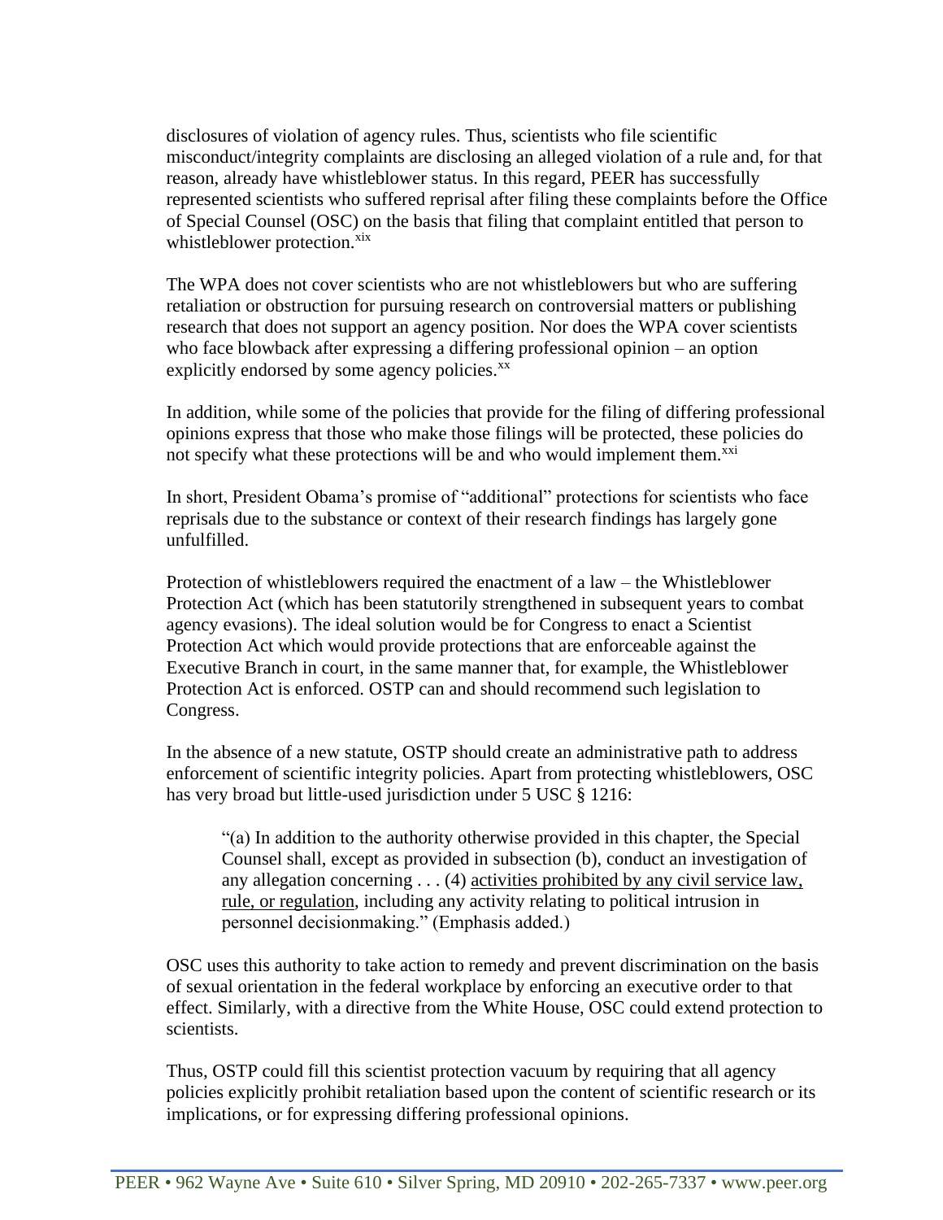disclosures of violation of agency rules. Thus, scientists who file scientific misconduct/integrity complaints are disclosing an alleged violation of a rule and, for that reason, already have whistleblower status. In this regard, PEER has successfully represented scientists who suffered reprisal after filing these complaints before the Office of Special Counsel (OSC) on the basis that filing that complaint entitled that person to whistleblower protection.[xix]

The WPA does not cover scientists who are not whistleblowers but who are suffering retaliation or obstruction for pursuing research on controversial matters or publishing research that does not support an agency position. Nor does the WPA cover scientists who face blowback after expressing a differing professional opinion – an option explicitly endorsed by some agency policies.[xx]

In addition, while some of the policies that provide for the filing of differing professional opinions express that those who make those filings will be protected, these policies do not specify what these protections will be and who would implement them.[xxi]

In short, President Obama's promise of "additional" protections for scientists who face reprisals due to the substance or context of their research findings has largely gone unfulfilled.

Protection of whistleblowers required the enactment of a law – the Whistleblower Protection Act (which has been statutorily strengthened in subsequent years to combat agency evasions). The ideal solution would be for Congress to enact a Scientist Protection Act which would provide protections that are enforceable against the Executive Branch in court, in the same manner that, for example, the Whistleblower Protection Act is enforced. OSTP can and should recommend such legislation to Congress.

In the absence of a new statute, OSTP should create an administrative path to address enforcement of scientific integrity policies. Apart from protecting whistleblowers, OSC has very broad but little-used jurisdiction under 5 USC § 1216:

> "(a) In addition to the authority otherwise provided in this chapter, the Special Counsel shall, except as provided in subsection (b), conduct an investigation of any allegation concerning . . . (4) activities prohibited by any civil service law, rule, or regulation, including any activity relating to political intrusion in personnel decisionmaking." (Emphasis added.)

OSC uses this authority to take action to remedy and prevent discrimination on the basis of sexual orientation in the federal workplace by enforcing an executive order to that effect. Similarly, with a directive from the White House, OSC could extend protection to scientists.

Thus, OSTP could fill this scientist protection vacuum by requiring that all agency policies explicitly prohibit retaliation based upon the content of scientific research or its implications, or for expressing differing professional opinions.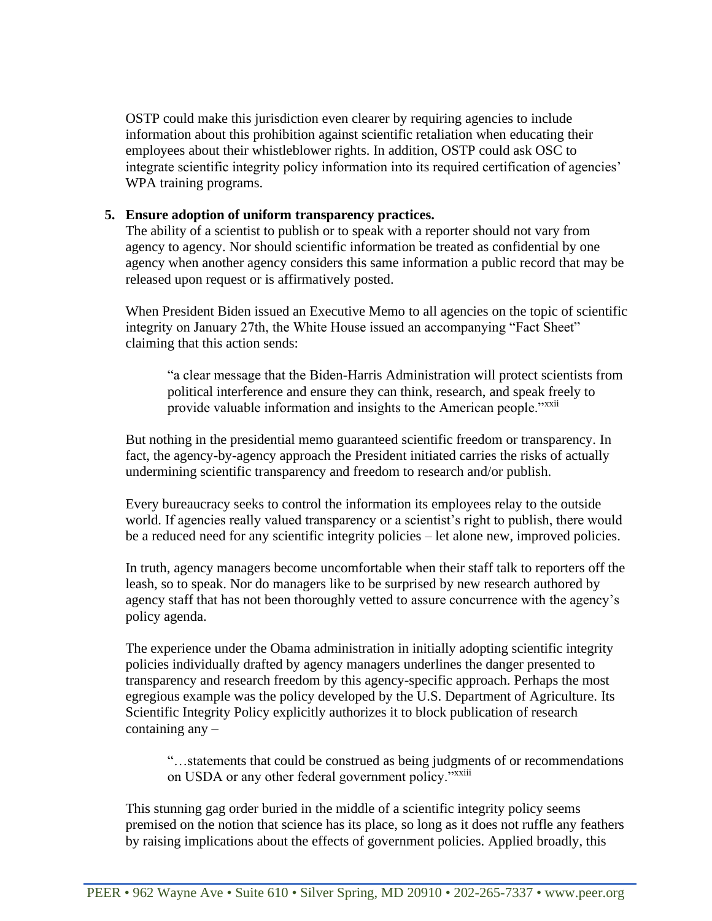OSTP could make this jurisdiction even clearer by requiring agencies to include information about this prohibition against scientific retaliation when educating their employees about their whistleblower rights. In addition, OSTP could ask OSC to integrate scientific integrity policy information into its required certification of agencies' WPA training programs.

5. **Ensure adoption of uniform transparency practices.**

   The ability of a scientist to publish or to speak with a reporter should not vary from agency to agency. Nor should scientific information be treated as confidential by one agency when another agency considers this same information a public record that may be released upon request or is affirmatively posted.

   When President Biden issued an Executive Memo to all agencies on the topic of scientific integrity on January 27th, the White House issued an accompanying "Fact Sheet" claiming that this action sends:

   > "a clear message that the Biden-Harris Administration will protect scientists from political interference and ensure they can think, research, and speak freely to provide valuable information and insights to the American people."[xxii]

   But nothing in the presidential memo guaranteed scientific freedom or transparency. In fact, the agency-by-agency approach the President initiated carries the risks of actually undermining scientific transparency and freedom to research and/or publish.

   Every bureaucracy seeks to control the information its employees relay to the outside world. If agencies really valued transparency or a scientist's right to publish, there would be a reduced need for any scientific integrity policies – let alone new, improved policies.

   In truth, agency managers become uncomfortable when their staff talk to reporters off the leash, so to speak. Nor do managers like to be surprised by new research authored by agency staff that has not been thoroughly vetted to assure concurrence with the agency's policy agenda.

   The experience under the Obama administration in initially adopting scientific integrity policies individually drafted by agency managers underlines the danger presented to transparency and research freedom by this agency-specific approach. Perhaps the most egregious example was the policy developed by the U.S. Department of Agriculture. Its Scientific Integrity Policy explicitly authorizes it to block publication of research containing any –

   > "…statements that could be construed as being judgments of or recommendations on USDA or any other federal government policy."[xxiii]

   This stunning gag order buried in the middle of a scientific integrity policy seems premised on the notion that science has its place, so long as it does not ruffle any feathers by raising implications about the effects of government policies. Applied broadly, this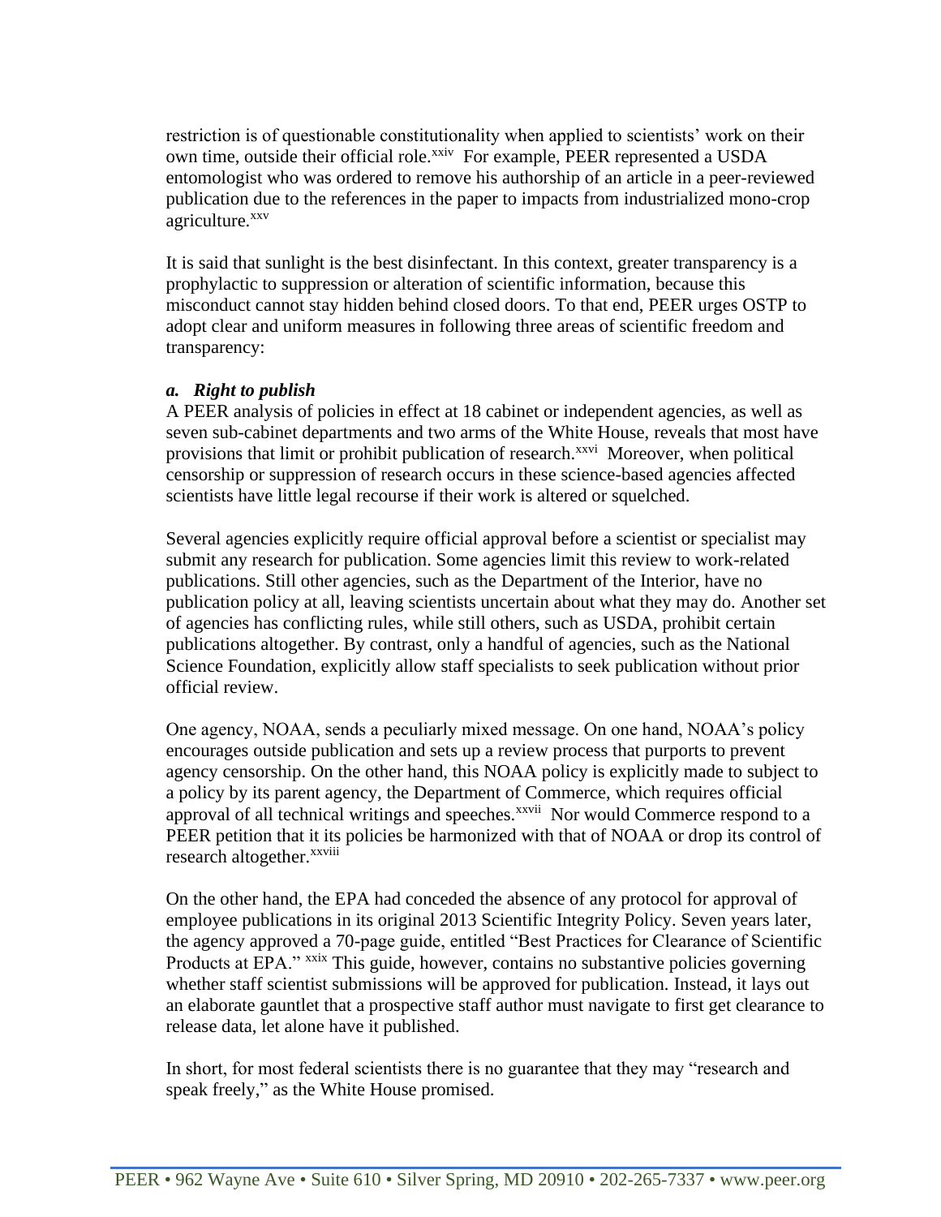restriction is of questionable constitutionality when applied to scientists' work on their own time, outside their official role.[xxiv] For example, PEER represented a USDA entomologist who was ordered to remove his authorship of an article in a peer-reviewed publication due to the references in the paper to impacts from industrialized mono-crop agriculture.[xxv]

It is said that sunlight is the best disinfectant. In this context, greater transparency is a prophylactic to suppression or alteration of scientific information, because this misconduct cannot stay hidden behind closed doors. To that end, PEER urges OSTP to adopt clear and uniform measures in following three areas of scientific freedom and transparency:

***a. Right to publish***

A PEER analysis of policies in effect at 18 cabinet or independent agencies, as well as seven sub-cabinet departments and two arms of the White House, reveals that most have provisions that limit or prohibit publication of research.[xxvi] Moreover, when political censorship or suppression of research occurs in these science-based agencies affected scientists have little legal recourse if their work is altered or squelched.

Several agencies explicitly require official approval before a scientist or specialist may submit any research for publication. Some agencies limit this review to work-related publications. Still other agencies, such as the Department of the Interior, have no publication policy at all, leaving scientists uncertain about what they may do. Another set of agencies has conflicting rules, while still others, such as USDA, prohibit certain publications altogether. By contrast, only a handful of agencies, such as the National Science Foundation, explicitly allow staff specialists to seek publication without prior official review.

One agency, NOAA, sends a peculiarly mixed message. On one hand, NOAA's policy encourages outside publication and sets up a review process that purports to prevent agency censorship. On the other hand, this NOAA policy is explicitly made to subject to a policy by its parent agency, the Department of Commerce, which requires official approval of all technical writings and speeches.[xxvii] Nor would Commerce respond to a PEER petition that it its policies be harmonized with that of NOAA or drop its control of research altogether.[xxviii]

On the other hand, the EPA had conceded the absence of any protocol for approval of employee publications in its original 2013 Scientific Integrity Policy. Seven years later, the agency approved a 70-page guide, entitled "Best Practices for Clearance of Scientific Products at EPA." [xxix] This guide, however, contains no substantive policies governing whether staff scientist submissions will be approved for publication. Instead, it lays out an elaborate gauntlet that a prospective staff author must navigate to first get clearance to release data, let alone have it published.

In short, for most federal scientists there is no guarantee that they may "research and speak freely," as the White House promised.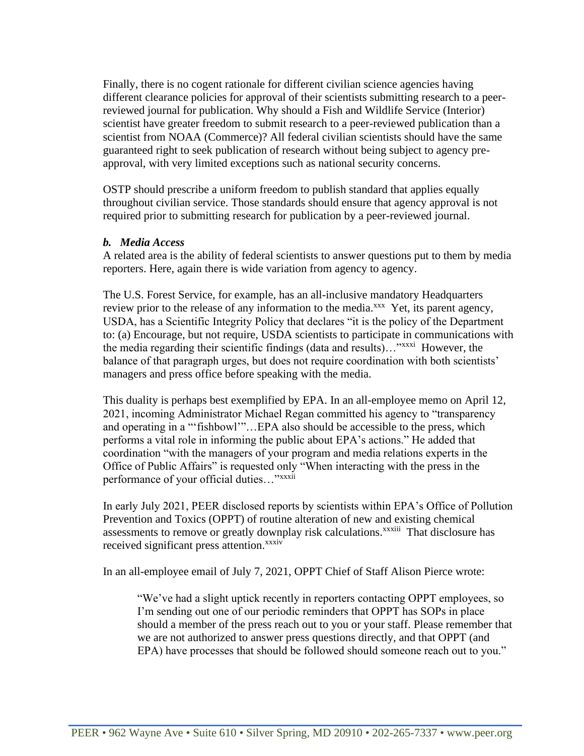Finally, there is no cogent rationale for different civilian science agencies having different clearance policies for approval of their scientists submitting research to a peer-reviewed journal for publication. Why should a Fish and Wildlife Service (Interior) scientist have greater freedom to submit research to a peer-reviewed publication than a scientist from NOAA (Commerce)? All federal civilian scientists should have the same guaranteed right to seek publication of research without being subject to agency pre-approval, with very limited exceptions such as national security concerns.

OSTP should prescribe a uniform freedom to publish standard that applies equally throughout civilian service. Those standards should ensure that agency approval is not required prior to submitting research for publication by a peer-reviewed journal.

### *b. Media Access*

A related area is the ability of federal scientists to answer questions put to them by media reporters. Here, again there is wide variation from agency to agency.

The U.S. Forest Service, for example, has an all-inclusive mandatory Headquarters review prior to the release of any information to the media.[xxx] Yet, its parent agency, USDA, has a Scientific Integrity Policy that declares "it is the policy of the Department to: (a) Encourage, but not require, USDA scientists to participate in communications with the media regarding their scientific findings (data and results)…"[xxxi] However, the balance of that paragraph urges, but does not require coordination with both scientists' managers and press office before speaking with the media.

This duality is perhaps best exemplified by EPA. In an all-employee memo on April 12, 2021, incoming Administrator Michael Regan committed his agency to "transparency and operating in a "'fishbowl'"…EPA also should be accessible to the press, which performs a vital role in informing the public about EPA's actions." He added that coordination "with the managers of your program and media relations experts in the Office of Public Affairs" is requested only "When interacting with the press in the performance of your official duties…"[xxxii]

In early July 2021, PEER disclosed reports by scientists within EPA's Office of Pollution Prevention and Toxics (OPPT) of routine alteration of new and existing chemical assessments to remove or greatly downplay risk calculations.[xxxiii] That disclosure has received significant press attention.[xxxiv]

In an all-employee email of July 7, 2021, OPPT Chief of Staff Alison Pierce wrote:

> "We've had a slight uptick recently in reporters contacting OPPT employees, so I'm sending out one of our periodic reminders that OPPT has SOPs in place should a member of the press reach out to you or your staff. Please remember that we are not authorized to answer press questions directly, and that OPPT (and EPA) have processes that should be followed should someone reach out to you."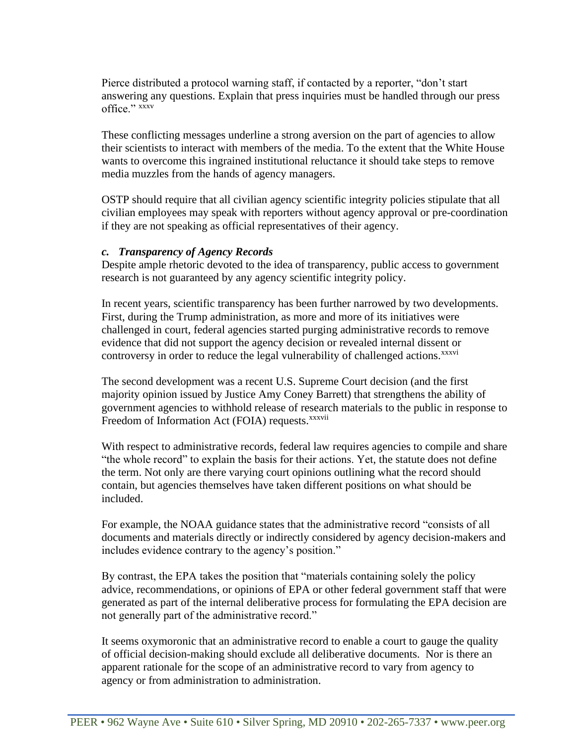Pierce distributed a protocol warning staff, if contacted by a reporter, "don't start answering any questions. Explain that press inquiries must be handled through our press office." [xxxv]

These conflicting messages underline a strong aversion on the part of agencies to allow their scientists to interact with members of the media. To the extent that the White House wants to overcome this ingrained institutional reluctance it should take steps to remove media muzzles from the hands of agency managers.

OSTP should require that all civilian agency scientific integrity policies stipulate that all civilian employees may speak with reporters without agency approval or pre-coordination if they are not speaking as official representatives of their agency.

### *c. Transparency of Agency Records*

Despite ample rhetoric devoted to the idea of transparency, public access to government research is not guaranteed by any agency scientific integrity policy.

In recent years, scientific transparency has been further narrowed by two developments. First, during the Trump administration, as more and more of its initiatives were challenged in court, federal agencies started purging administrative records to remove evidence that did not support the agency decision or revealed internal dissent or controversy in order to reduce the legal vulnerability of challenged actions.[xxxvi]

The second development was a recent U.S. Supreme Court decision (and the first majority opinion issued by Justice Amy Coney Barrett) that strengthens the ability of government agencies to withhold release of research materials to the public in response to Freedom of Information Act (FOIA) requests.[xxxvii]

With respect to administrative records, federal law requires agencies to compile and share "the whole record" to explain the basis for their actions. Yet, the statute does not define the term. Not only are there varying court opinions outlining what the record should contain, but agencies themselves have taken different positions on what should be included.

For example, the NOAA guidance states that the administrative record "consists of all documents and materials directly or indirectly considered by agency decision-makers and includes evidence contrary to the agency's position."

By contrast, the EPA takes the position that "materials containing solely the policy advice, recommendations, or opinions of EPA or other federal government staff that were generated as part of the internal deliberative process for formulating the EPA decision are not generally part of the administrative record."

It seems oxymoronic that an administrative record to enable a court to gauge the quality of official decision-making should exclude all deliberative documents. Nor is there an apparent rationale for the scope of an administrative record to vary from agency to agency or from administration to administration.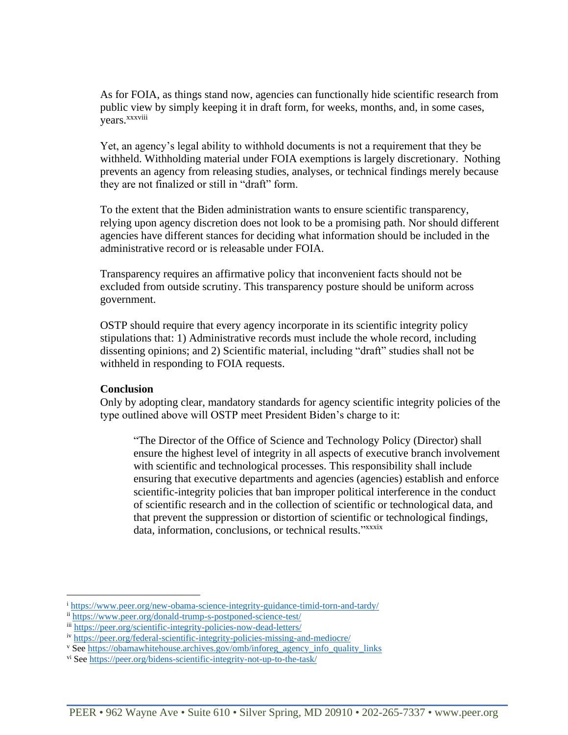As for FOIA, as things stand now, agencies can functionally hide scientific research from public view by simply keeping it in draft form, for weeks, months, and, in some cases, years.[xxxviii]

Yet, an agency's legal ability to withhold documents is not a requirement that they be withheld. Withholding material under FOIA exemptions is largely discretionary. Nothing prevents an agency from releasing studies, analyses, or technical findings merely because they are not finalized or still in "draft" form.

To the extent that the Biden administration wants to ensure scientific transparency, relying upon agency discretion does not look to be a promising path. Nor should different agencies have different stances for deciding what information should be included in the administrative record or is releasable under FOIA.

Transparency requires an affirmative policy that inconvenient facts should not be excluded from outside scrutiny. This transparency posture should be uniform across government.

OSTP should require that every agency incorporate in its scientific integrity policy stipulations that: 1) Administrative records must include the whole record, including dissenting opinions; and 2) Scientific material, including "draft" studies shall not be withheld in responding to FOIA requests.

**Conclusion**

Only by adopting clear, mandatory standards for agency scientific integrity policies of the type outlined above will OSTP meet President Biden's charge to it:

> "The Director of the Office of Science and Technology Policy (Director) shall ensure the highest level of integrity in all aspects of executive branch involvement with scientific and technological processes. This responsibility shall include ensuring that executive departments and agencies (agencies) establish and enforce scientific-integrity policies that ban improper political interference in the conduct of scientific research and in the collection of scientific or technological data, and that prevent the suppression or distortion of scientific or technological findings, data, information, conclusions, or technical results."[xxxix]

---

[i] https://www.peer.org/new-obama-science-integrity-guidance-timid-torn-and-tardy/

[ii] https://www.peer.org/donald-trump-s-postponed-science-test/

[iii] https://peer.org/scientific-integrity-policies-now-dead-letters/

[iv] https://peer.org/federal-scientific-integrity-policies-missing-and-mediocre/

[v] See https://obamawhitehouse.archives.gov/omb/inforeg_agency_info_quality_links

[vi] See https://peer.org/bidens-scientific-integrity-not-up-to-the-task/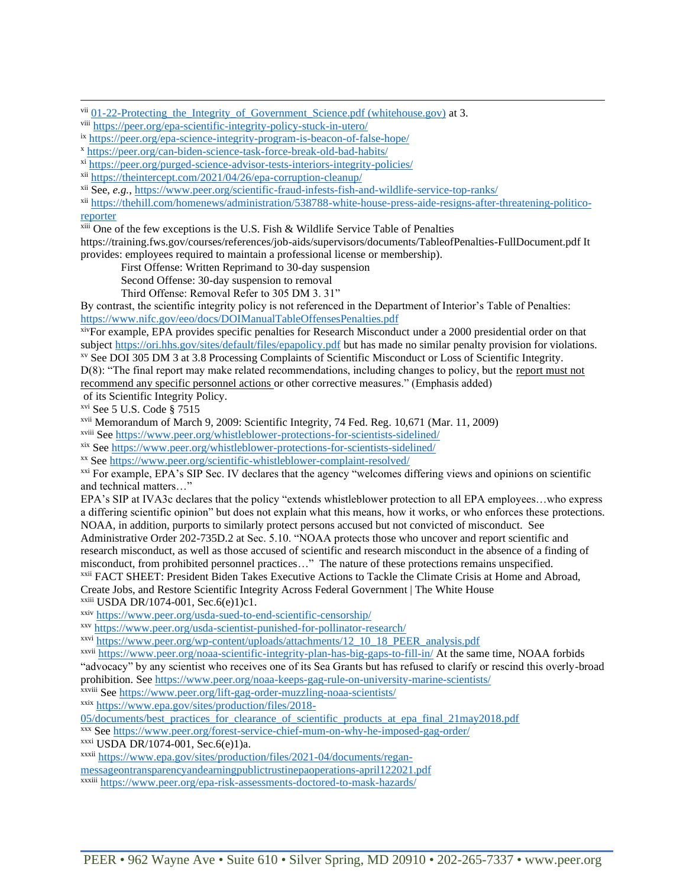[vii] 01-22-Protecting_the_Integrity_of_Government_Science.pdf (whitehouse.gov) at 3.

[viii] https://peer.org/epa-scientific-integrity-policy-stuck-in-utero/

[ix] https://peer.org/epa-science-integrity-program-is-beacon-of-false-hope/

[x] https://peer.org/can-biden-science-task-force-break-old-bad-habits/

[xi] https://peer.org/purged-science-advisor-tests-interiors-integrity-policies/

[xii] https://theintercept.com/2021/04/26/epa-corruption-cleanup/

[xii] See, *e.g.*, https://www.peer.org/scientific-fraud-infests-fish-and-wildlife-service-top-ranks/

[xii] https://thehill.com/homenews/administration/538788-white-house-press-aide-resigns-after-threatening-politico-reporter

[xiii] One of the few exceptions is the U.S. Fish & Wildlife Service Table of Penalties https://training.fws.gov/courses/references/job-aids/supervisors/documents/TableofPenalties-FullDocument.pdf It provides: employees required to maintain a professional license or membership).

First Offense: Written Reprimand to 30-day suspension

Second Offense: 30-day suspension to removal

Third Offense: Removal Refer to 305 DM 3. 31"

By contrast, the scientific integrity policy is not referenced in the Department of Interior's Table of Penalties: https://www.nifc.gov/eeo/docs/DOIManualTableOffensesPenalties.pdf

[xiv] For example, EPA provides specific penalties for Research Misconduct under a 2000 presidential order on that subject https://ori.hhs.gov/sites/default/files/epapolicy.pdf but has made no similar penalty provision for violations.

[xv] See DOI 305 DM 3 at 3.8 Processing Complaints of Scientific Misconduct or Loss of Scientific Integrity. D(8): "The final report may make related recommendations, including changes to policy, but the report must not recommend any specific personnel actions or other corrective measures." (Emphasis added)
 of its Scientific Integrity Policy.

[xvi] See 5 U.S. Code § 7515

[xvii] Memorandum of March 9, 2009: Scientific Integrity, 74 Fed. Reg. 10,671 (Mar. 11, 2009)

[xviii] See https://www.peer.org/whistleblower-protections-for-scientists-sidelined/

[xix] See https://www.peer.org/whistleblower-protections-for-scientists-sidelined/

[xx] See https://www.peer.org/scientific-whistleblower-complaint-resolved/

[xxi] For example, EPA's SIP Sec. IV declares that the agency "welcomes differing views and opinions on scientific and technical matters…"

EPA's SIP at IVA3c declares that the policy "extends whistleblower protection to all EPA employees…who express a differing scientific opinion" but does not explain what this means, how it works, or who enforces these protections. NOAA, in addition, purports to similarly protect persons accused but not convicted of misconduct. See Administrative Order 202-735D.2 at Sec. 5.10. "NOAA protects those who uncover and report scientific and research misconduct, as well as those accused of scientific and research misconduct in the absence of a finding of misconduct, from prohibited personnel practices…" The nature of these protections remains unspecified.

[xxii] FACT SHEET: President Biden Takes Executive Actions to Tackle the Climate Crisis at Home and Abroad, Create Jobs, and Restore Scientific Integrity Across Federal Government | The White House

[xxiii] USDA DR/1074-001, Sec.6(e)1)c1.

[xxiv] https://www.peer.org/usda-sued-to-end-scientific-censorship/

[xxv] https://www.peer.org/usda-scientist-punished-for-pollinator-research/

[xxvi] https://www.peer.org/wp-content/uploads/attachments/12_10_18_PEER_analysis.pdf

[xxvii] https://www.peer.org/noaa-scientific-integrity-plan-has-big-gaps-to-fill-in/ At the same time, NOAA forbids "advocacy" by any scientist who receives one of its Sea Grants but has refused to clarify or rescind this overly-broad prohibition. See https://www.peer.org/noaa-keeps-gag-rule-on-university-marine-scientists/

[xxviii] See https://www.peer.org/lift-gag-order-muzzling-noaa-scientists/

[xxix] https://www.epa.gov/sites/production/files/2018-05/documents/best_practices_for_clearance_of_scientific_products_at_epa_final_21may2018.pdf

[xxx] See https://www.peer.org/forest-service-chief-mum-on-why-he-imposed-gag-order/

[xxxi] USDA DR/1074-001, Sec.6(e)1)a.

[xxxii] https://www.epa.gov/sites/production/files/2021-04/documents/regan-messageontransparencyandearningpublictrustinepaoperations-april122021.pdf

[xxxiii] https://www.peer.org/epa-risk-assessments-doctored-to-mask-hazards/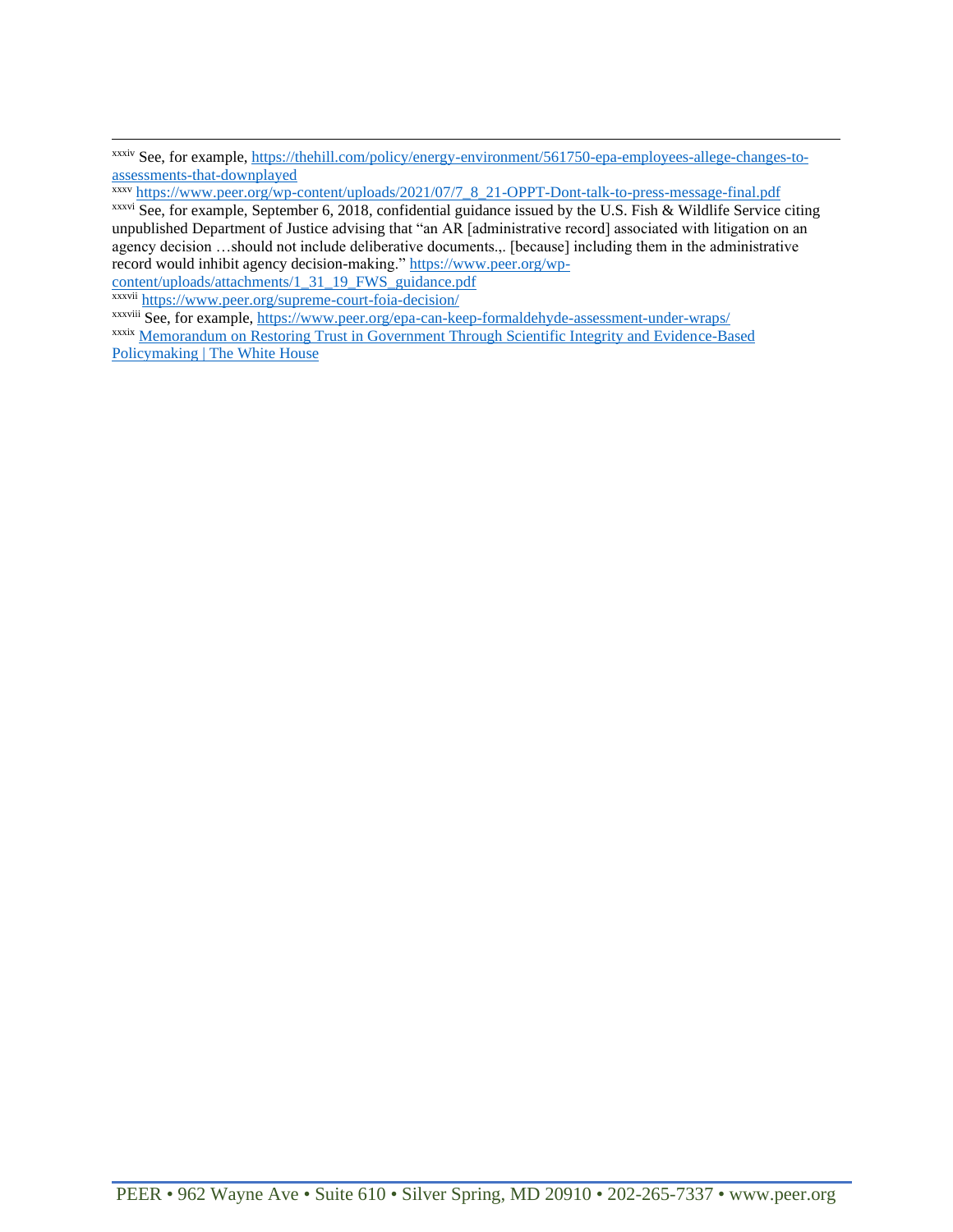[xxxiv] See, for example, https://thehill.com/policy/energy-environment/561750-epa-employees-allege-changes-to-assessments-that-downplayed

[xxxv] https://www.peer.org/wp-content/uploads/2021/07/7_8_21-OPPT-Dont-talk-to-press-message-final.pdf

[xxxvi] See, for example, September 6, 2018, confidential guidance issued by the U.S. Fish & Wildlife Service citing unpublished Department of Justice advising that "an AR [administrative record] associated with litigation on an agency decision …should not include deliberative documents.,. [because] including them in the administrative record would inhibit agency decision-making." https://www.peer.org/wp-content/uploads/attachments/1_31_19_FWS_guidance.pdf

[xxxvii] https://www.peer.org/supreme-court-foia-decision/

[xxxviii] See, for example, https://www.peer.org/epa-can-keep-formaldehyde-assessment-under-wraps/

[xxxix] Memorandum on Restoring Trust in Government Through Scientific Integrity and Evidence-Based Policymaking | The White House